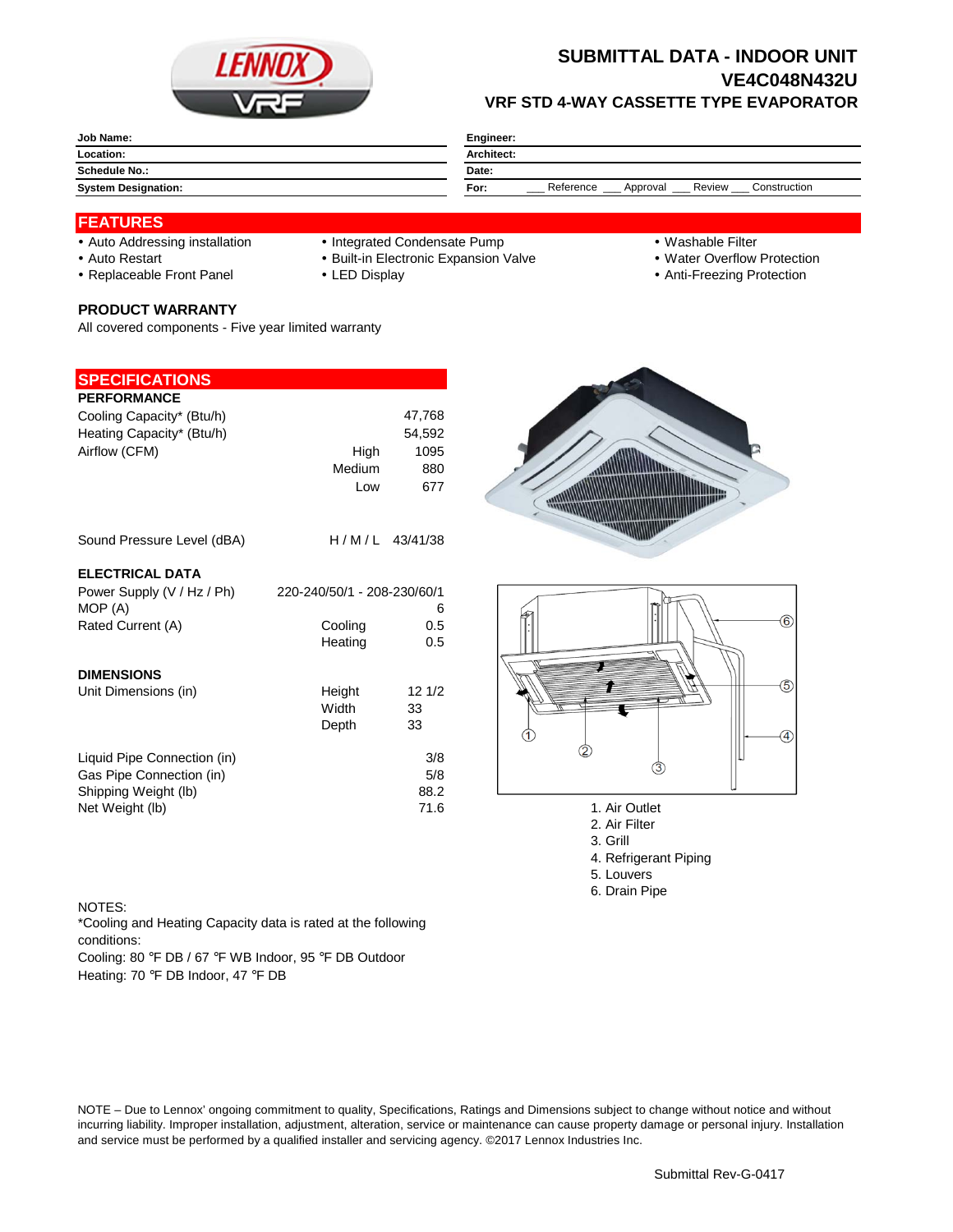# SUBMITTAL DATA - INDOOR UNIT
## VE4C048N432U
### VRF STD 4-WAY CASSETTE TYPE EVAPORATOR

| | |
|---|---|
| **Job Name:** | **Engineer:** |
| **Location:** | **Architect:** |
| **Schedule No.:** | **Date:** |
| **System Designation:** | **For:** ___ Reference ___ Approval ___ Review ___ Construction |

## FEATURES

- Auto Addressing installation
- Auto Restart
- Replaceable Front Panel
- Integrated Condensate Pump
- Built-in Electronic Expansion Valve
- LED Display
- Washable Filter
- Water Overflow Protection
- Anti-Freezing Protection

### PRODUCT WARRANTY

All covered components - Five year limited warranty

## SPECIFICATIONS

**PERFORMANCE**

| | | |
|---|---|---|
| Cooling Capacity* (Btu/h) | | 47,768 |
| Heating Capacity* (Btu/h) | | 54,592 |
| Airflow (CFM) | High | 1095 |
| | Medium | 880 |
| | Low | 677 |
| Sound Pressure Level (dBA) | H / M / L | 43/41/38 |

**ELECTRICAL DATA**

| | | |
|---|---|---|
| Power Supply (V / Hz / Ph) | | 220-240/50/1 - 208-230/60/1 |
| MOP (A) | | 6 |
| Rated Current (A) | Cooling | 0.5 |
| | Heating | 0.5 |

**DIMENSIONS**

| | | |
|---|---|---|
| Unit Dimensions (in) | Height | 12 1/2 |
| | Width | 33 |
| | Depth | 33 |
| Liquid Pipe Connection (in) | | 3/8 |
| Gas Pipe Connection (in) | | 5/8 |
| Shipping Weight (lb) | | 88.2 |
| Net Weight (lb) | | 71.6 |

1. Air Outlet
2. Air Filter
3. Grill
4. Refrigerant Piping
5. Louvers
6. Drain Pipe

NOTES:
*Cooling and Heating Capacity data is rated at the following conditions:
Cooling: 80 °F DB / 67 °F WB Indoor, 95 °F DB Outdoor
Heating: 70 °F DB Indoor, 47 °F DB

NOTE – Due to Lennox' ongoing commitment to quality, Specifications, Ratings and Dimensions subject to change without notice and without incurring liability. Improper installation, adjustment, alteration, service or maintenance can cause property damage or personal injury. Installation and service must be performed by a qualified installer and servicing agency. ©2017 Lennox Industries Inc.

Submittal Rev-G-0417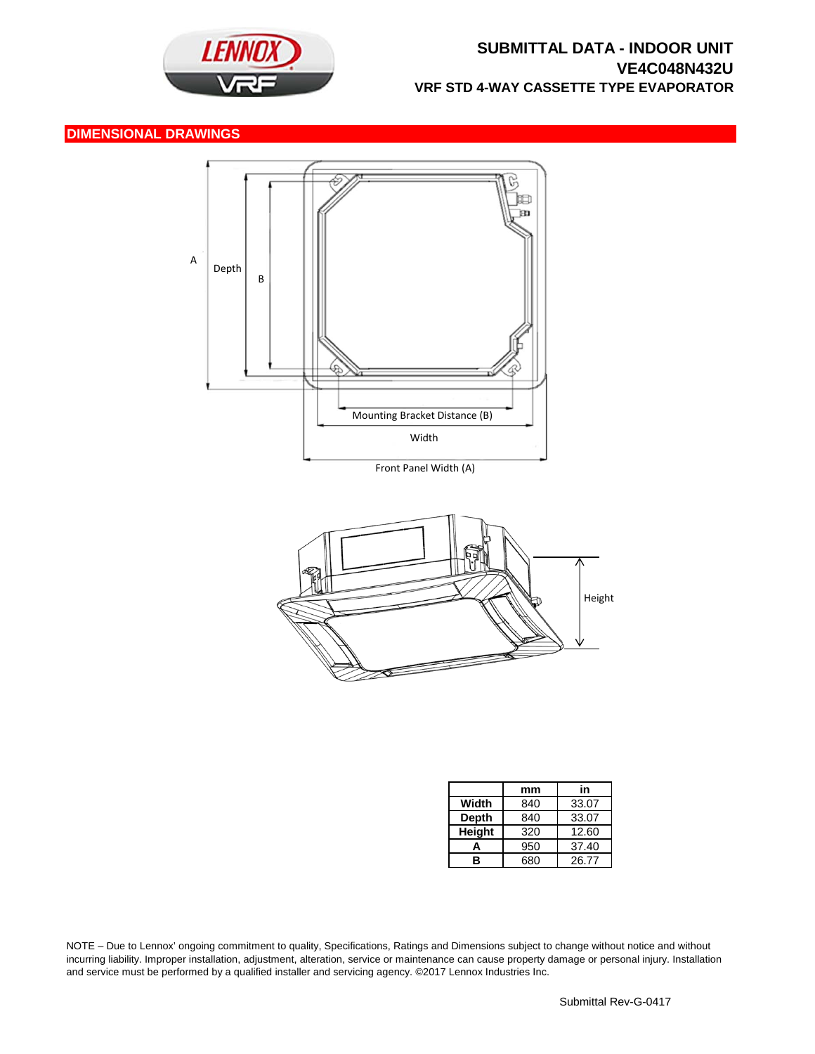# SUBMITTAL DATA - INDOOR UNIT

## VE4C048N432U

### VRF STD 4-WAY CASSETTE TYPE EVAPORATOR

## DIMENSIONAL DRAWINGS

A

Depth

B

Mounting Bracket Distance (B)

Width

Front Panel Width (A)

Height

| | mm | in |
|---|---|---|
| **Width** | 840 | 33.07 |
| **Depth** | 840 | 33.07 |
| **Height** | 320 | 12.60 |
| **A** | 950 | 37.40 |
| **B** | 680 | 26.77 |

NOTE – Due to Lennox' ongoing commitment to quality, Specifications, Ratings and Dimensions subject to change without notice and without incurring liability. Improper installation, adjustment, alteration, service or maintenance can cause property damage or personal injury. Installation and service must be performed by a qualified installer and servicing agency. ©2017 Lennox Industries Inc.

Submittal Rev-G-0417